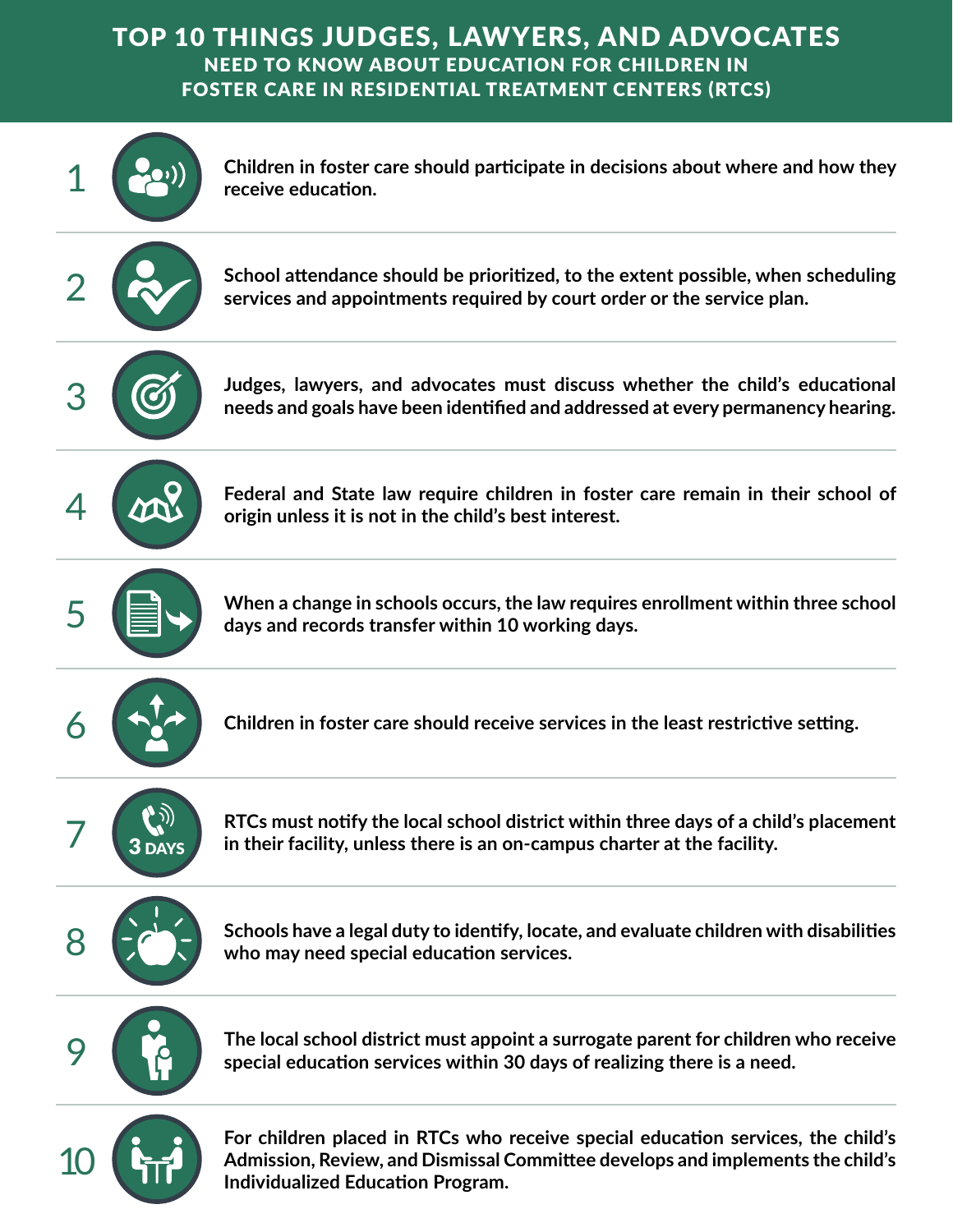# TOP 10 THINGS JUDGES, LAWYERS, AND ADVOCATES

## NEED TO KNOW ABOUT EDUCATION FOR CHILDREN IN FOSTER CARE IN RESIDENTIAL TREATMENT CENTERS (RTCS)

1. **Children in foster care should participate in decisions about where and how they receive education.**

2. **School attendance should be prioritized, to the extent possible, when scheduling services and appointments required by court order or the service plan.**

3. **Judges, lawyers, and advocates must discuss whether the child's educational needs and goals have been identified and addressed at every permanency hearing.**

4. **Federal and State law require children in foster care remain in their school of origin unless it is not in the child's best interest.**

5. **When a change in schools occurs, the law requires enrollment within three school days and records transfer within 10 working days.**

6. **Children in foster care should receive services in the least restrictive setting.**

7. **RTCs must notify the local school district within three days of a child's placement in their facility, unless there is an on-campus charter at the facility.**

8. **Schools have a legal duty to identify, locate, and evaluate children with disabilities who may need special education services.**

9. **The local school district must appoint a surrogate parent for children who receive special education services within 30 days of realizing there is a need.**

10. **For children placed in RTCs who receive special education services, the child's Admission, Review, and Dismissal Committee develops and implements the child's Individualized Education Program.**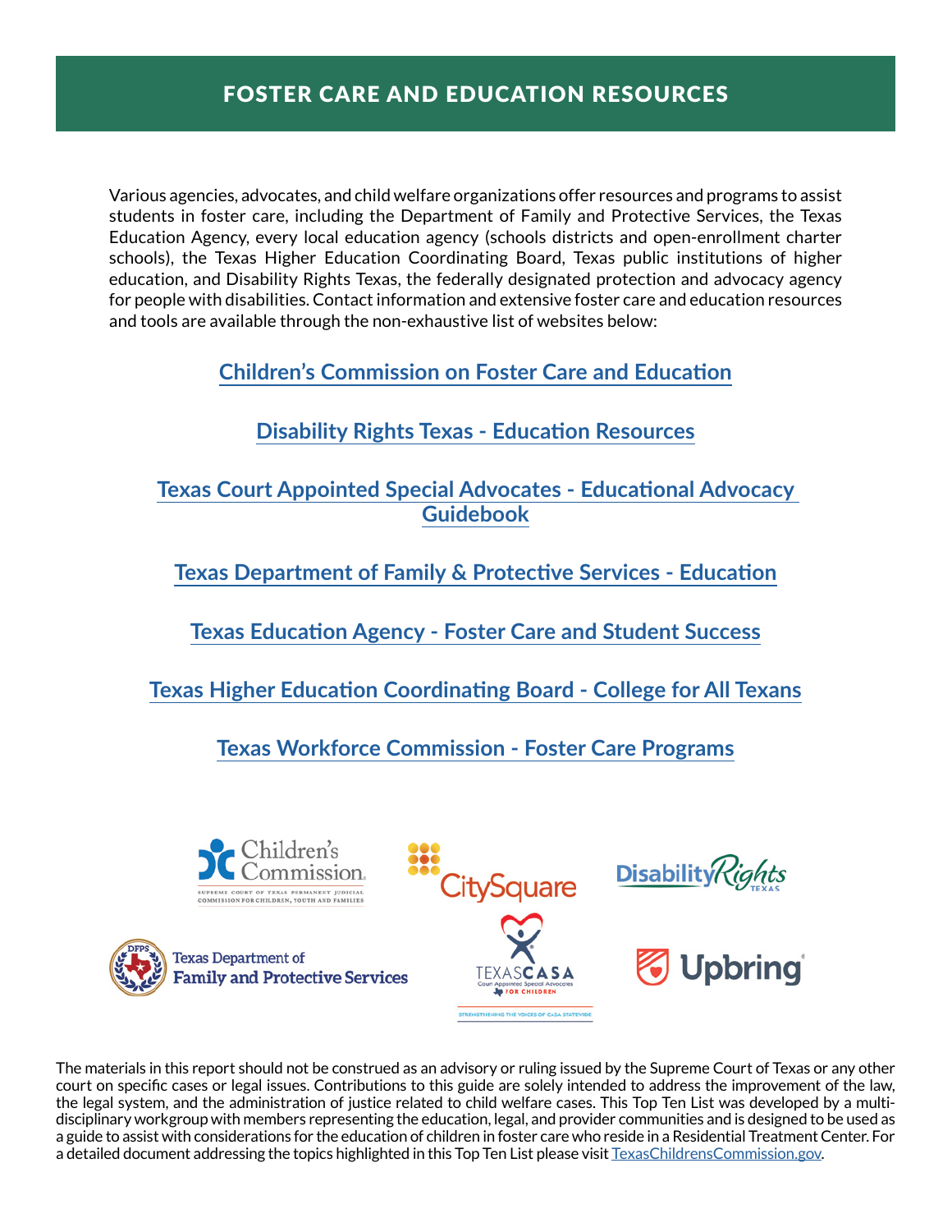## FOSTER CARE AND EDUCATION RESOURCES

Various agencies, advocates, and child welfare organizations offer resources and programs to assist students in foster care, including the Department of Family and Protective Services, the Texas Education Agency, every local education agency (schools districts and open-enrollment charter schools), the Texas Higher Education Coordinating Board, Texas public institutions of higher education, and Disability Rights Texas, the federally designated protection and advocacy agency for people with disabilities. Contact information and extensive foster care and education resources and tools are available through the non-exhaustive list of websites below:

**Children's Commission on Foster Care and Education**

**Disability Rights Texas - Education Resources**

**Texas Court Appointed Special Advocates - Educational Advocacy Guidebook**

**Texas Department of Family & Protective Services - Education**

**Texas Education Agency - Foster Care and Student Success**

**Texas Higher Education Coordinating Board - College for All Texans**

**Texas Workforce Commission - Foster Care Programs**

The materials in this report should not be construed as an advisory or ruling issued by the Supreme Court of Texas or any other court on specific cases or legal issues. Contributions to this guide are solely intended to address the improvement of the law, the legal system, and the administration of justice related to child welfare cases. This Top Ten List was developed by a multi-disciplinary workgroup with members representing the education, legal, and provider communities and is designed to be used as a guide to assist with considerations for the education of children in foster care who reside in a Residential Treatment Center. For a detailed document addressing the topics highlighted in this Top Ten List please visit TexasChildrensCommission.gov.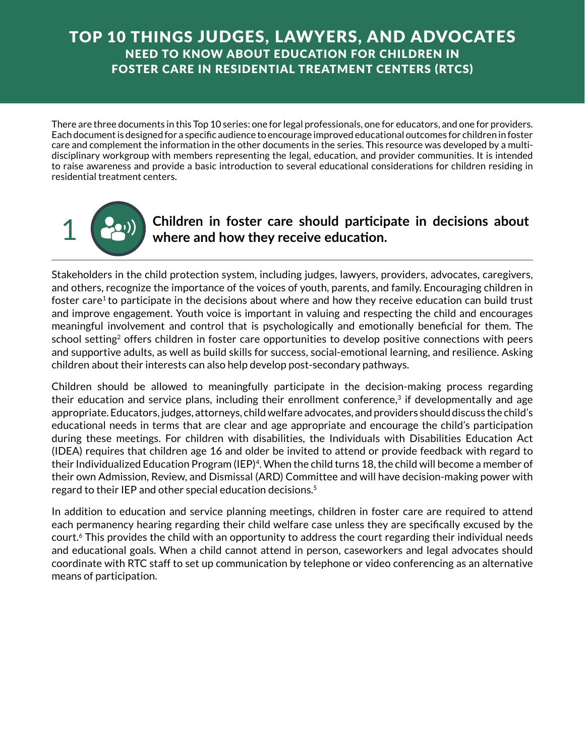# TOP 10 THINGS JUDGES, LAWYERS, AND ADVOCATES NEED TO KNOW ABOUT EDUCATION FOR CHILDREN IN FOSTER CARE IN RESIDENTIAL TREATMENT CENTERS (RTCS)

There are three documents in this Top 10 series: one for legal professionals, one for educators, and one for providers. Each document is designed for a specific audience to encourage improved educational outcomes for children in foster care and complement the information in the other documents in the series. This resource was developed by a multi-disciplinary workgroup with members representing the legal, education, and provider communities. It is intended to raise awareness and provide a basic introduction to several educational considerations for children residing in residential treatment centers.

## 1 Children in foster care should participate in decisions about where and how they receive education.

Stakeholders in the child protection system, including judges, lawyers, providers, advocates, caregivers, and others, recognize the importance of the voices of youth, parents, and family. Encouraging children in foster care[1] to participate in the decisions about where and how they receive education can build trust and improve engagement. Youth voice is important in valuing and respecting the child and encourages meaningful involvement and control that is psychologically and emotionally beneficial for them. The school setting[2] offers children in foster care opportunities to develop positive connections with peers and supportive adults, as well as build skills for success, social-emotional learning, and resilience. Asking children about their interests can also help develop post-secondary pathways.

Children should be allowed to meaningfully participate in the decision-making process regarding their education and service plans, including their enrollment conference,[3] if developmentally and age appropriate. Educators, judges, attorneys, child welfare advocates, and providers should discuss the child's educational needs in terms that are clear and age appropriate and encourage the child's participation during these meetings. For children with disabilities, the Individuals with Disabilities Education Act (IDEA) requires that children age 16 and older be invited to attend or provide feedback with regard to their Individualized Education Program (IEP)[4]. When the child turns 18, the child will become a member of their own Admission, Review, and Dismissal (ARD) Committee and will have decision-making power with regard to their IEP and other special education decisions.[5]

In addition to education and service planning meetings, children in foster care are required to attend each permanency hearing regarding their child welfare case unless they are specifically excused by the court.[6] This provides the child with an opportunity to address the court regarding their individual needs and educational goals. When a child cannot attend in person, caseworkers and legal advocates should coordinate with RTC staff to set up communication by telephone or video conferencing as an alternative means of participation.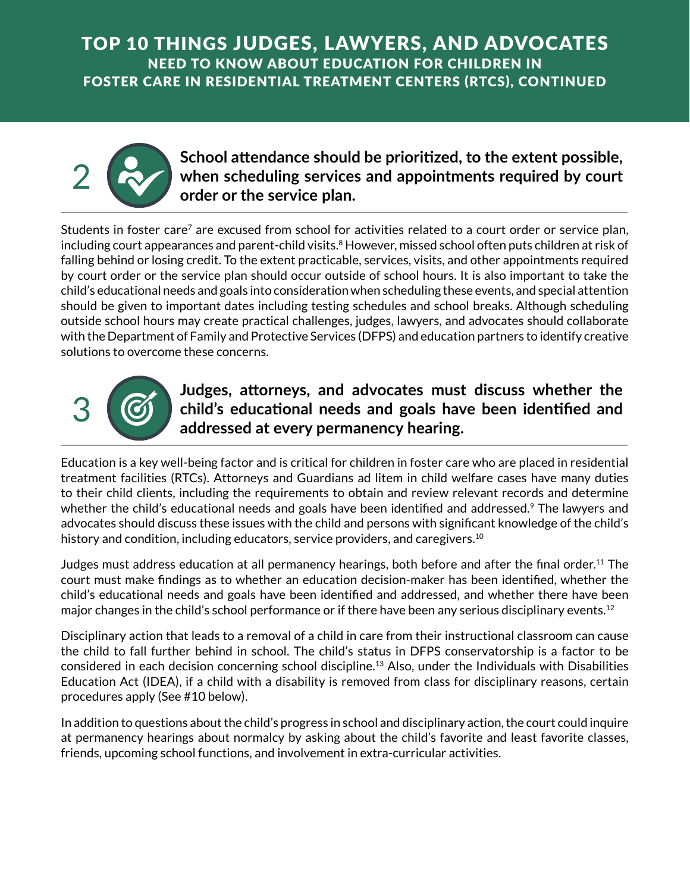# TOP 10 THINGS JUDGES, LAWYERS, AND ADVOCATES NEED TO KNOW ABOUT EDUCATION FOR CHILDREN IN FOSTER CARE IN RESIDENTIAL TREATMENT CENTERS (RTCS), CONTINUED

## 2 School attendance should be prioritized, to the extent possible, when scheduling services and appointments required by court order or the service plan.

Students in foster care[7] are excused from school for activities related to a court order or service plan, including court appearances and parent-child visits.[8] However, missed school often puts children at risk of falling behind or losing credit. To the extent practicable, services, visits, and other appointments required by court order or the service plan should occur outside of school hours. It is also important to take the child's educational needs and goals into consideration when scheduling these events, and special attention should be given to important dates including testing schedules and school breaks. Although scheduling outside school hours may create practical challenges, judges, lawyers, and advocates should collaborate with the Department of Family and Protective Services (DFPS) and education partners to identify creative solutions to overcome these concerns.

## 3 Judges, attorneys, and advocates must discuss whether the child's educational needs and goals have been identified and addressed at every permanency hearing.

Education is a key well-being factor and is critical for children in foster care who are placed in residential treatment facilities (RTCs). Attorneys and Guardians ad litem in child welfare cases have many duties to their child clients, including the requirements to obtain and review relevant records and determine whether the child's educational needs and goals have been identified and addressed.[9] The lawyers and advocates should discuss these issues with the child and persons with significant knowledge of the child's history and condition, including educators, service providers, and caregivers.[10]

Judges must address education at all permanency hearings, both before and after the final order.[11] The court must make findings as to whether an education decision-maker has been identified, whether the child's educational needs and goals have been identified and addressed, and whether there have been major changes in the child's school performance or if there have been any serious disciplinary events.[12]

Disciplinary action that leads to a removal of a child in care from their instructional classroom can cause the child to fall further behind in school. The child's status in DFPS conservatorship is a factor to be considered in each decision concerning school discipline.[13] Also, under the Individuals with Disabilities Education Act (IDEA), if a child with a disability is removed from class for disciplinary reasons, certain procedures apply (See #10 below).

In addition to questions about the child's progress in school and disciplinary action, the court could inquire at permanency hearings about normalcy by asking about the child's favorite and least favorite classes, friends, upcoming school functions, and involvement in extra-curricular activities.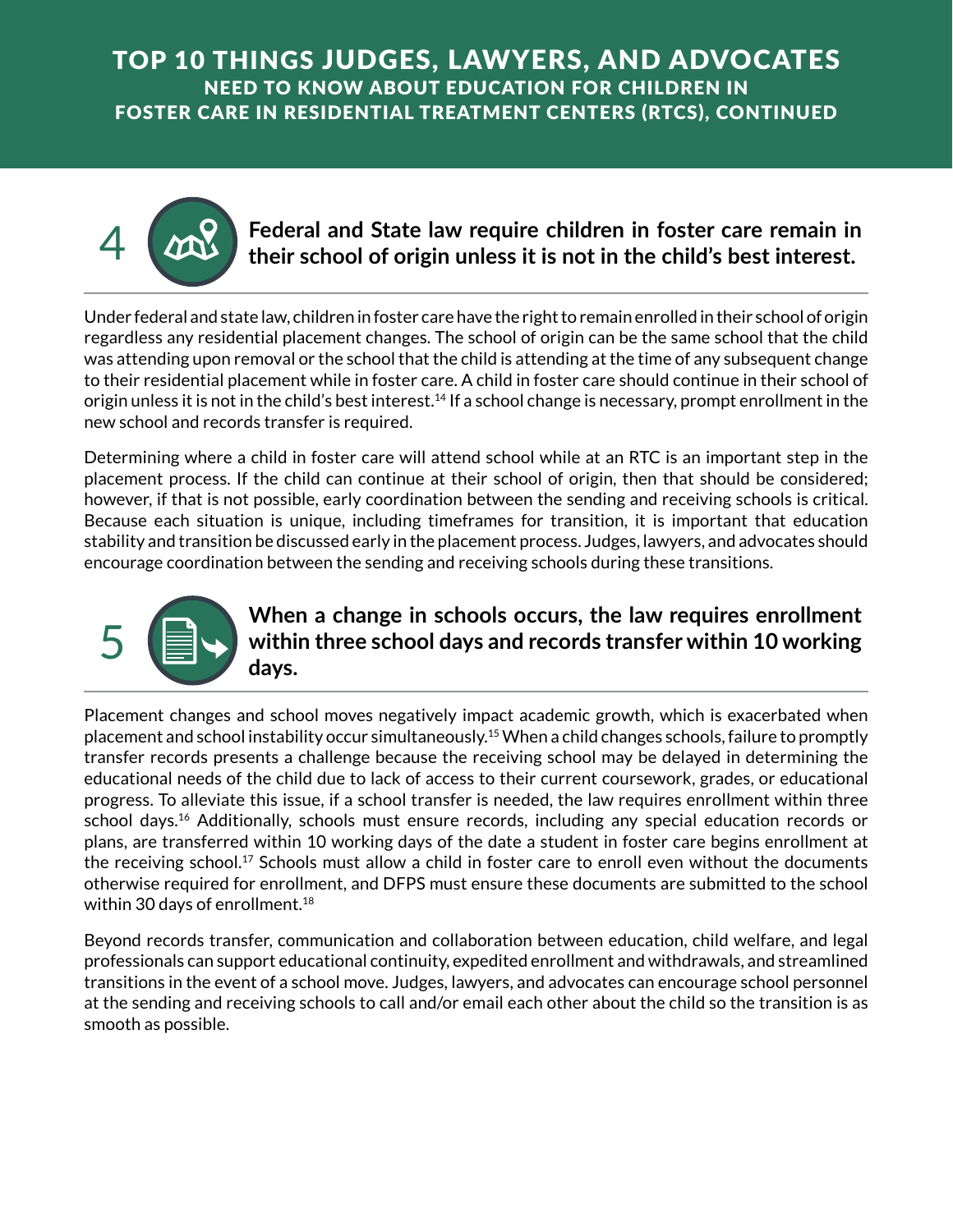# TOP 10 THINGS JUDGES, LAWYERS, AND ADVOCATES NEED TO KNOW ABOUT EDUCATION FOR CHILDREN IN FOSTER CARE IN RESIDENTIAL TREATMENT CENTERS (RTCS), CONTINUED

## 4 Federal and State law require children in foster care remain in their school of origin unless it is not in the child's best interest.

Under federal and state law, children in foster care have the right to remain enrolled in their school of origin regardless any residential placement changes. The school of origin can be the same school that the child was attending upon removal or the school that the child is attending at the time of any subsequent change to their residential placement while in foster care. A child in foster care should continue in their school of origin unless it is not in the child's best interest.[14] If a school change is necessary, prompt enrollment in the new school and records transfer is required.

Determining where a child in foster care will attend school while at an RTC is an important step in the placement process. If the child can continue at their school of origin, then that should be considered; however, if that is not possible, early coordination between the sending and receiving schools is critical. Because each situation is unique, including timeframes for transition, it is important that education stability and transition be discussed early in the placement process. Judges, lawyers, and advocates should encourage coordination between the sending and receiving schools during these transitions.

## 5 When a change in schools occurs, the law requires enrollment within three school days and records transfer within 10 working days.

Placement changes and school moves negatively impact academic growth, which is exacerbated when placement and school instability occur simultaneously.[15] When a child changes schools, failure to promptly transfer records presents a challenge because the receiving school may be delayed in determining the educational needs of the child due to lack of access to their current coursework, grades, or educational progress. To alleviate this issue, if a school transfer is needed, the law requires enrollment within three school days.[16] Additionally, schools must ensure records, including any special education records or plans, are transferred within 10 working days of the date a student in foster care begins enrollment at the receiving school.[17] Schools must allow a child in foster care to enroll even without the documents otherwise required for enrollment, and DFPS must ensure these documents are submitted to the school within 30 days of enrollment.[18]

Beyond records transfer, communication and collaboration between education, child welfare, and legal professionals can support educational continuity, expedited enrollment and withdrawals, and streamlined transitions in the event of a school move. Judges, lawyers, and advocates can encourage school personnel at the sending and receiving schools to call and/or email each other about the child so the transition is as smooth as possible.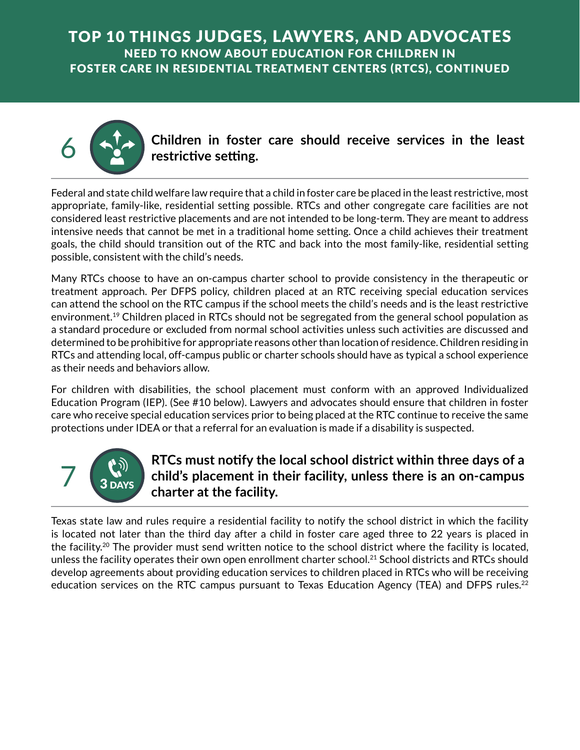# TOP 10 THINGS JUDGES, LAWYERS, AND ADVOCATES NEED TO KNOW ABOUT EDUCATION FOR CHILDREN IN FOSTER CARE IN RESIDENTIAL TREATMENT CENTERS (RTCS), CONTINUED

## 6 Children in foster care should receive services in the least restrictive setting.

Federal and state child welfare law require that a child in foster care be placed in the least restrictive, most appropriate, family-like, residential setting possible. RTCs and other congregate care facilities are not considered least restrictive placements and are not intended to be long-term. They are meant to address intensive needs that cannot be met in a traditional home setting. Once a child achieves their treatment goals, the child should transition out of the RTC and back into the most family-like, residential setting possible, consistent with the child's needs.

Many RTCs choose to have an on-campus charter school to provide consistency in the therapeutic or treatment approach. Per DFPS policy, children placed at an RTC receiving special education services can attend the school on the RTC campus if the school meets the child's needs and is the least restrictive environment.[19] Children placed in RTCs should not be segregated from the general school population as a standard procedure or excluded from normal school activities unless such activities are discussed and determined to be prohibitive for appropriate reasons other than location of residence. Children residing in RTCs and attending local, off-campus public or charter schools should have as typical a school experience as their needs and behaviors allow.

For children with disabilities, the school placement must conform with an approved Individualized Education Program (IEP). (See #10 below). Lawyers and advocates should ensure that children in foster care who receive special education services prior to being placed at the RTC continue to receive the same protections under IDEA or that a referral for an evaluation is made if a disability is suspected.

## 7 RTCs must notify the local school district within three days of a child's placement in their facility, unless there is an on-campus charter at the facility.

Texas state law and rules require a residential facility to notify the school district in which the facility is located not later than the third day after a child in foster care aged three to 22 years is placed in the facility.[20] The provider must send written notice to the school district where the facility is located, unless the facility operates their own open enrollment charter school.[21] School districts and RTCs should develop agreements about providing education services to children placed in RTCs who will be receiving education services on the RTC campus pursuant to Texas Education Agency (TEA) and DFPS rules.[22]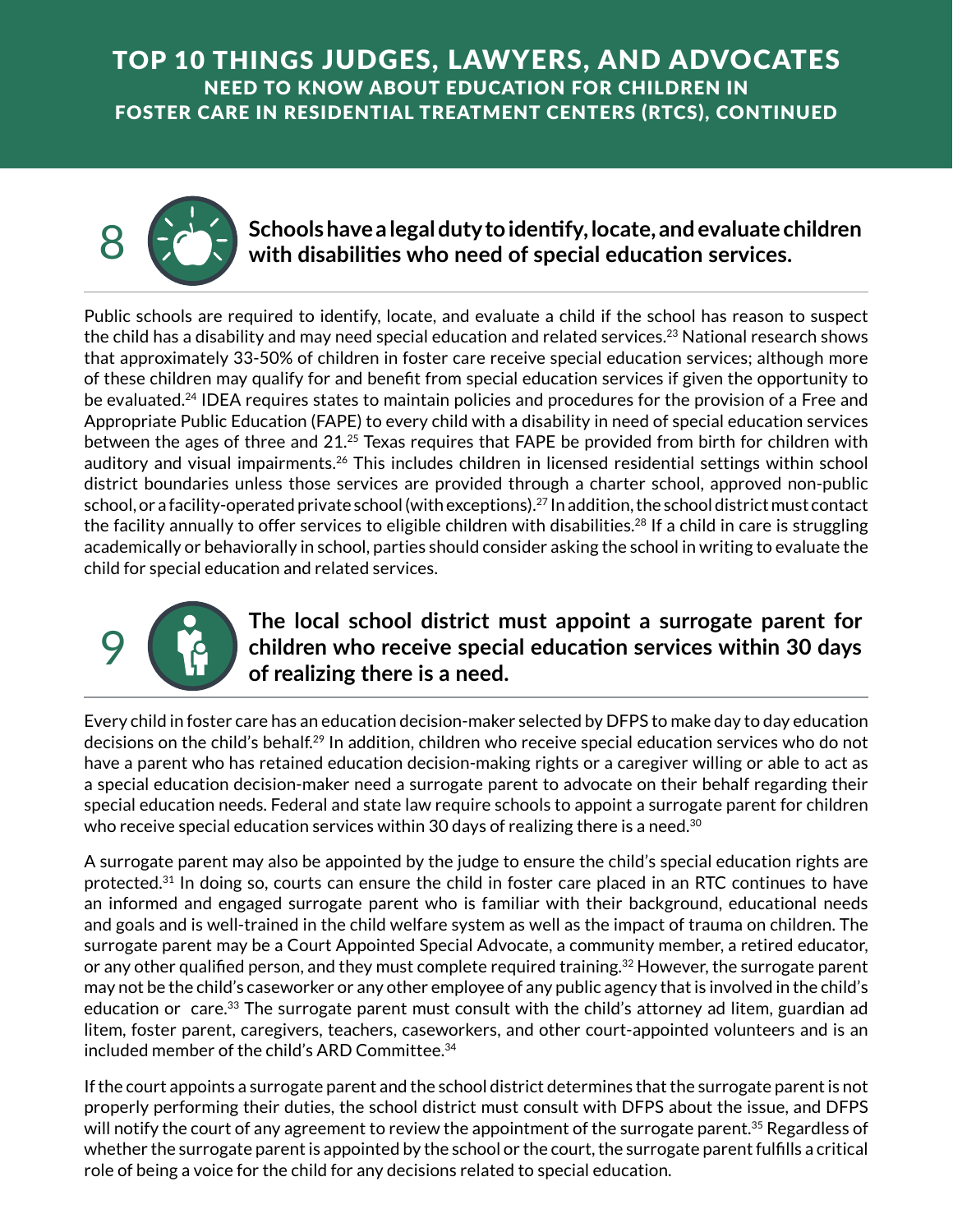# TOP 10 THINGS JUDGES, LAWYERS, AND ADVOCATES NEED TO KNOW ABOUT EDUCATION FOR CHILDREN IN FOSTER CARE IN RESIDENTIAL TREATMENT CENTERS (RTCS), CONTINUED

## 8 Schools have a legal duty to identify, locate, and evaluate children with disabilities who need of special education services.

Public schools are required to identify, locate, and evaluate a child if the school has reason to suspect the child has a disability and may need special education and related services.[23] National research shows that approximately 33-50% of children in foster care receive special education services; although more of these children may qualify for and benefit from special education services if given the opportunity to be evaluated.[24] IDEA requires states to maintain policies and procedures for the provision of a Free and Appropriate Public Education (FAPE) to every child with a disability in need of special education services between the ages of three and 21.[25] Texas requires that FAPE be provided from birth for children with auditory and visual impairments.[26] This includes children in licensed residential settings within school district boundaries unless those services are provided through a charter school, approved non-public school, or a facility-operated private school (with exceptions).[27] In addition, the school district must contact the facility annually to offer services to eligible children with disabilities.[28] If a child in care is struggling academically or behaviorally in school, parties should consider asking the school in writing to evaluate the child for special education and related services.

## 9 The local school district must appoint a surrogate parent for children who receive special education services within 30 days of realizing there is a need.

Every child in foster care has an education decision-maker selected by DFPS to make day to day education decisions on the child's behalf.[29] In addition, children who receive special education services who do not have a parent who has retained education decision-making rights or a caregiver willing or able to act as a special education decision-maker need a surrogate parent to advocate on their behalf regarding their special education needs. Federal and state law require schools to appoint a surrogate parent for children who receive special education services within 30 days of realizing there is a need.[30]

A surrogate parent may also be appointed by the judge to ensure the child's special education rights are protected.[31] In doing so, courts can ensure the child in foster care placed in an RTC continues to have an informed and engaged surrogate parent who is familiar with their background, educational needs and goals and is well-trained in the child welfare system as well as the impact of trauma on children. The surrogate parent may be a Court Appointed Special Advocate, a community member, a retired educator, or any other qualified person, and they must complete required training.[32] However, the surrogate parent may not be the child's caseworker or any other employee of any public agency that is involved in the child's education or care.[33] The surrogate parent must consult with the child's attorney ad litem, guardian ad litem, foster parent, caregivers, teachers, caseworkers, and other court-appointed volunteers and is an included member of the child's ARD Committee.[34]

If the court appoints a surrogate parent and the school district determines that the surrogate parent is not properly performing their duties, the school district must consult with DFPS about the issue, and DFPS will notify the court of any agreement to review the appointment of the surrogate parent.[35] Regardless of whether the surrogate parent is appointed by the school or the court, the surrogate parent fulfills a critical role of being a voice for the child for any decisions related to special education.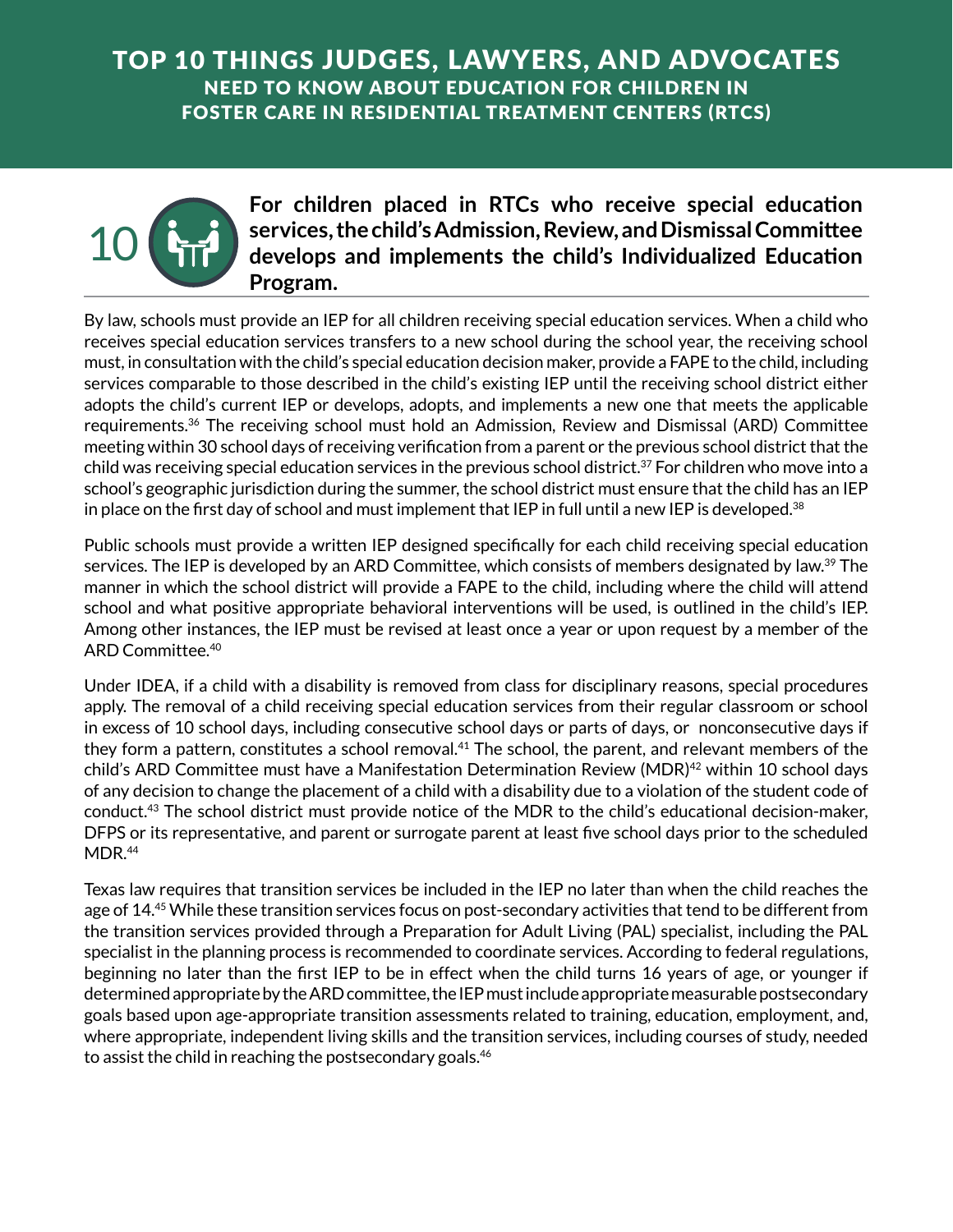# TOP 10 THINGS JUDGES, LAWYERS, AND ADVOCATES NEED TO KNOW ABOUT EDUCATION FOR CHILDREN IN FOSTER CARE IN RESIDENTIAL TREATMENT CENTERS (RTCS)

## 10 For children placed in RTCs who receive special education services, the child's Admission, Review, and Dismissal Committee develops and implements the child's Individualized Education Program.

By law, schools must provide an IEP for all children receiving special education services. When a child who receives special education services transfers to a new school during the school year, the receiving school must, in consultation with the child's special education decision maker, provide a FAPE to the child, including services comparable to those described in the child's existing IEP until the receiving school district either adopts the child's current IEP or develops, adopts, and implements a new one that meets the applicable requirements.[36] The receiving school must hold an Admission, Review and Dismissal (ARD) Committee meeting within 30 school days of receiving verification from a parent or the previous school district that the child was receiving special education services in the previous school district.[37] For children who move into a school's geographic jurisdiction during the summer, the school district must ensure that the child has an IEP in place on the first day of school and must implement that IEP in full until a new IEP is developed.[38]

Public schools must provide a written IEP designed specifically for each child receiving special education services. The IEP is developed by an ARD Committee, which consists of members designated by law.[39] The manner in which the school district will provide a FAPE to the child, including where the child will attend school and what positive appropriate behavioral interventions will be used, is outlined in the child's IEP. Among other instances, the IEP must be revised at least once a year or upon request by a member of the ARD Committee.[40]

Under IDEA, if a child with a disability is removed from class for disciplinary reasons, special procedures apply. The removal of a child receiving special education services from their regular classroom or school in excess of 10 school days, including consecutive school days or parts of days, or nonconsecutive days if they form a pattern, constitutes a school removal.[41] The school, the parent, and relevant members of the child's ARD Committee must have a Manifestation Determination Review (MDR)[42] within 10 school days of any decision to change the placement of a child with a disability due to a violation of the student code of conduct.[43] The school district must provide notice of the MDR to the child's educational decision-maker, DFPS or its representative, and parent or surrogate parent at least five school days prior to the scheduled MDR.[44]

Texas law requires that transition services be included in the IEP no later than when the child reaches the age of 14.[45] While these transition services focus on post-secondary activities that tend to be different from the transition services provided through a Preparation for Adult Living (PAL) specialist, including the PAL specialist in the planning process is recommended to coordinate services. According to federal regulations, beginning no later than the first IEP to be in effect when the child turns 16 years of age, or younger if determined appropriate by the ARD committee, the IEP must include appropriate measurable postsecondary goals based upon age-appropriate transition assessments related to training, education, employment, and, where appropriate, independent living skills and the transition services, including courses of study, needed to assist the child in reaching the postsecondary goals.[46]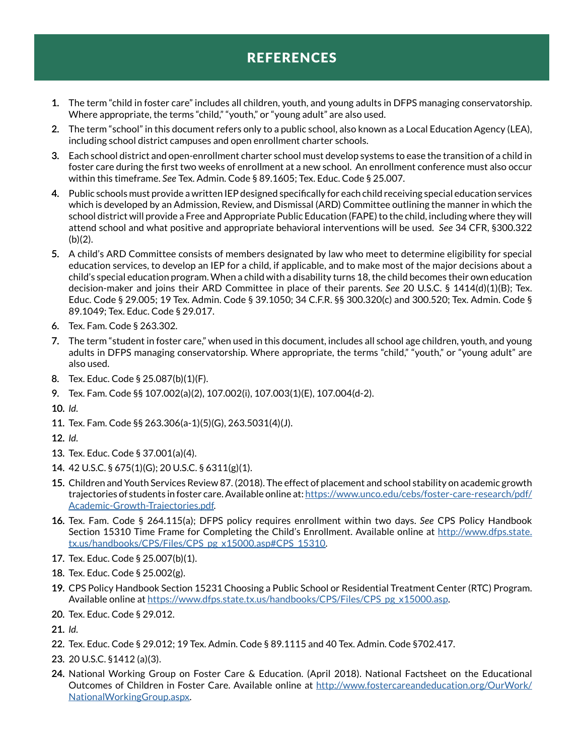# REFERENCES

1. The term "child in foster care" includes all children, youth, and young adults in DFPS managing conservatorship. Where appropriate, the terms "child," "youth," or "young adult" are also used.
2. The term "school" in this document refers only to a public school, also known as a Local Education Agency (LEA), including school district campuses and open enrollment charter schools.
3. Each school district and open-enrollment charter school must develop systems to ease the transition of a child in foster care during the first two weeks of enrollment at a new school. An enrollment conference must also occur within this timeframe. *See* Tex. Admin. Code § 89.1605; Tex. Educ. Code § 25.007.
4. Public schools must provide a written IEP designed specifically for each child receiving special education services which is developed by an Admission, Review, and Dismissal (ARD) Committee outlining the manner in which the school district will provide a Free and Appropriate Public Education (FAPE) to the child, including where they will attend school and what positive and appropriate behavioral interventions will be used. *See* 34 CFR, §300.322 (b)(2).
5. A child's ARD Committee consists of members designated by law who meet to determine eligibility for special education services, to develop an IEP for a child, if applicable, and to make most of the major decisions about a child's special education program. When a child with a disability turns 18, the child becomes their own education decision-maker and joins their ARD Committee in place of their parents. *See* 20 U.S.C. § 1414(d)(1)(B); Tex. Educ. Code § 29.005; 19 Tex. Admin. Code § 39.1050; 34 C.F.R. §§ 300.320(c) and 300.520; Tex. Admin. Code § 89.1049; Tex. Educ. Code § 29.017.
6. Tex. Fam. Code § 263.302.
7. The term "student in foster care," when used in this document, includes all school age children, youth, and young adults in DFPS managing conservatorship. Where appropriate, the terms "child," "youth," or "young adult" are also used.
8. Tex. Educ. Code § 25.087(b)(1)(F).
9. Tex. Fam. Code §§ 107.002(a)(2), 107.002(i), 107.003(1)(E), 107.004(d-2).
10. *Id.*
11. Tex. Fam. Code §§ 263.306(a-1)(5)(G), 263.5031(4)(J).
12. *Id.*
13. Tex. Educ. Code § 37.001(a)(4).
14. 42 U.S.C. § 675(1)(G); 20 U.S.C. § 6311(g)(1).
15. Children and Youth Services Review 87. (2018). The effect of placement and school stability on academic growth trajectories of students in foster care. Available online at: [https://www.unco.edu/cebs/foster-care-research/pdf/Academic-Growth-Trajectories.pdf](https://www.unco.edu/cebs/foster-care-research/pdf/Academic-Growth-Trajectories.pdf).
16. Tex. Fam. Code § 264.115(a); DFPS policy requires enrollment within two days. *See* CPS Policy Handbook Section 15310 Time Frame for Completing the Child's Enrollment. Available online at [http://www.dfps.state.tx.us/handbooks/CPS/Files/CPS_pg_x15000.asp#CPS_15310](http://www.dfps.state.tx.us/handbooks/CPS/Files/CPS_pg_x15000.asp#CPS_15310).
17. Tex. Educ. Code § 25.007(b)(1).
18. Tex. Educ. Code § 25.002(g).
19. CPS Policy Handbook Section 15231 Choosing a Public School or Residential Treatment Center (RTC) Program. Available online at [https://www.dfps.state.tx.us/handbooks/CPS/Files/CPS_pg_x15000.asp](https://www.dfps.state.tx.us/handbooks/CPS/Files/CPS_pg_x15000.asp).
20. Tex. Educ. Code § 29.012.
21. *Id.*
22. Tex. Educ. Code § 29.012; 19 Tex. Admin. Code § 89.1115 and 40 Tex. Admin. Code §702.417.
23. 20 U.S.C. §1412 (a)(3).
24. National Working Group on Foster Care & Education. (April 2018). National Factsheet on the Educational Outcomes of Children in Foster Care. Available online at [http://www.fostercareandeducation.org/OurWork/NationalWorkingGroup.aspx](http://www.fostercareandeducation.org/OurWork/NationalWorkingGroup.aspx).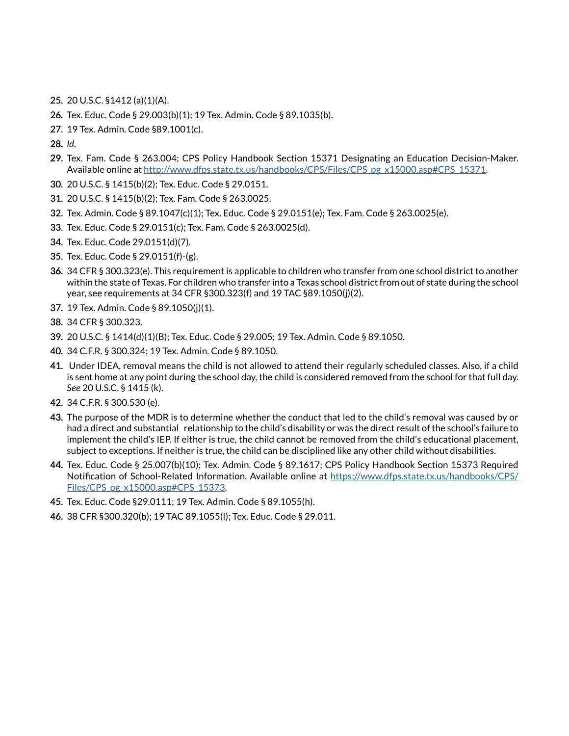25. 20 U.S.C. §1412 (a)(1)(A).
26. Tex. Educ. Code § 29.003(b)(1); 19 Tex. Admin. Code § 89.1035(b).
27. 19 Tex. Admin. Code §89.1001(c).
28. *Id.*
29. Tex. Fam. Code § 263.004; CPS Policy Handbook Section 15371 Designating an Education Decision-Maker. Available online at [http://www.dfps.state.tx.us/handbooks/CPS/Files/CPS_pg_x15000.asp#CPS_15371](http://www.dfps.state.tx.us/handbooks/CPS/Files/CPS_pg_x15000.asp#CPS_15371).
30. 20 U.S.C. § 1415(b)(2); Tex. Educ. Code § 29.0151.
31. 20 U.S.C. § 1415(b)(2); Tex. Fam. Code § 263.0025.
32. Tex. Admin. Code § 89.1047(c)(1); Tex. Educ. Code § 29.0151(e); Tex. Fam. Code § 263.0025(e).
33. Tex. Educ. Code § 29.0151(c); Tex. Fam. Code § 263.0025(d).
34. Tex. Educ. Code 29.0151(d)(7).
35. Tex. Educ. Code § 29.0151(f)-(g).
36. 34 CFR § 300.323(e). This requirement is applicable to children who transfer from one school district to another within the state of Texas. For children who transfer into a Texas school district from out of state during the school year, see requirements at 34 CFR §300.323(f) and 19 TAC §89.1050(j)(2).
37. 19 Tex. Admin. Code § 89.1050(j)(1).
38. 34 CFR § 300.323.
39. 20 U.S.C. § 1414(d)(1)(B); Tex. Educ. Code § 29.005; 19 Tex. Admin. Code § 89.1050.
40. 34 C.F.R. § 300.324; 19 Tex. Admin. Code § 89.1050.
41. Under IDEA, removal means the child is not allowed to attend their regularly scheduled classes. Also, if a child is sent home at any point during the school day, the child is considered removed from the school for that full day. *See* 20 U.S.C. § 1415 (k).
42. 34 C.F.R. § 300.530 (e).
43. The purpose of the MDR is to determine whether the conduct that led to the child's removal was caused by or had a direct and substantial relationship to the child's disability or was the direct result of the school's failure to implement the child's IEP. If either is true, the child cannot be removed from the child's educational placement, subject to exceptions. If neither is true, the child can be disciplined like any other child without disabilities.
44. Tex. Educ. Code § 25.007(b)(10); Tex. Admin. Code § 89.1617; CPS Policy Handbook Section 15373 Required Notification of School-Related Information. Available online at [https://www.dfps.state.tx.us/handbooks/CPS/Files/CPS_pg_x15000.asp#CPS_15373](https://www.dfps.state.tx.us/handbooks/CPS/Files/CPS_pg_x15000.asp#CPS_15373).
45. Tex. Educ. Code §29.0111; 19 Tex. Admin. Code § 89.1055(h).
46. 38 CFR §300.320(b); 19 TAC 89.1055(l); Tex. Educ. Code § 29.011.